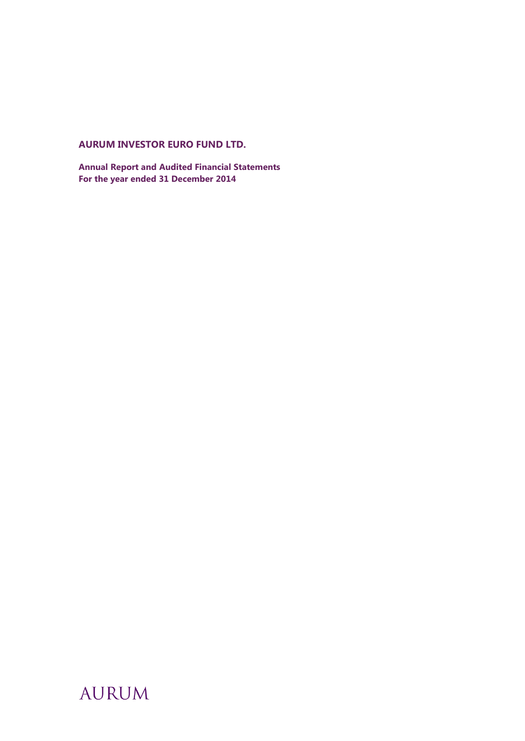# AURUM INVESTOR EURO FUND LTD.

**Annual Report and Audited Financial Statements**
**For the year ended 31 December 2014**

AURUM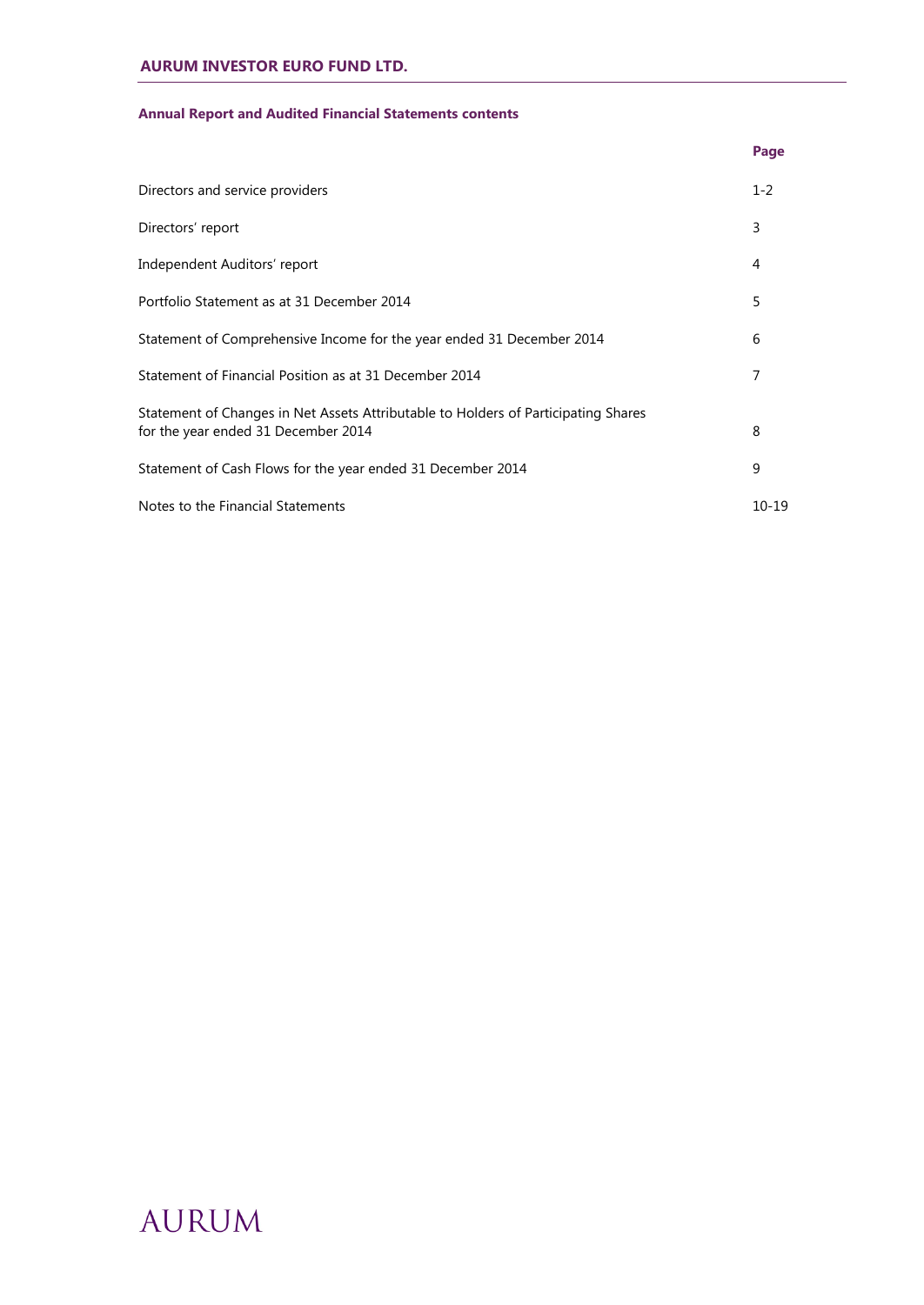**Annual Report and Audited Financial Statements contents**

| | Page |
|---|---|
| Directors and service providers | 1-2 |
| Directors' report | 3 |
| Independent Auditors' report | 4 |
| Portfolio Statement as at 31 December 2014 | 5 |
| Statement of Comprehensive Income for the year ended 31 December 2014 | 6 |
| Statement of Financial Position as at 31 December 2014 | 7 |
| Statement of Changes in Net Assets Attributable to Holders of Participating Shares for the year ended 31 December 2014 | 8 |
| Statement of Cash Flows for the year ended 31 December 2014 | 9 |
| Notes to the Financial Statements | 10-19 |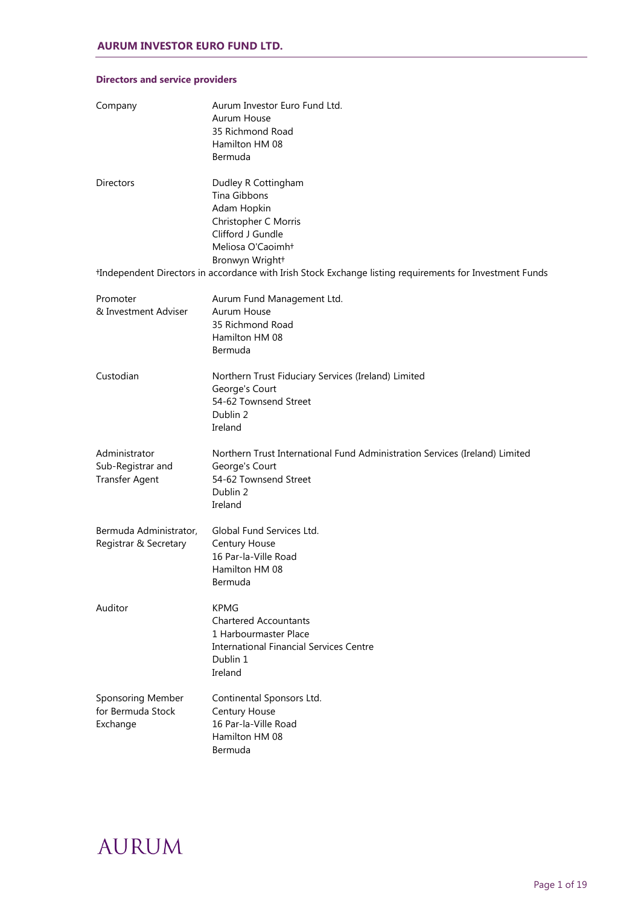## Directors and service providers

| | |
|---|---|
| Company | Aurum Investor Euro Fund Ltd.<br>Aurum House<br>35 Richmond Road<br>Hamilton HM 08<br>Bermuda |
| Directors | Dudley R Cottingham<br>Tina Gibbons<br>Adam Hopkin<br>Christopher C Morris<br>Clifford J Gundle<br>Meliosa O'Caoimh†<br>Bronwyn Wright† |

†Independent Directors in accordance with Irish Stock Exchange listing requirements for Investment Funds

| | |
|---|---|
| Promoter & Investment Adviser | Aurum Fund Management Ltd.<br>Aurum House<br>35 Richmond Road<br>Hamilton HM 08<br>Bermuda |
| Custodian | Northern Trust Fiduciary Services (Ireland) Limited<br>George's Court<br>54-62 Townsend Street<br>Dublin 2<br>Ireland |
| Administrator Sub-Registrar and Transfer Agent | Northern Trust International Fund Administration Services (Ireland) Limited<br>George's Court<br>54-62 Townsend Street<br>Dublin 2<br>Ireland |
| Bermuda Administrator, Registrar & Secretary | Global Fund Services Ltd.<br>Century House<br>16 Par-la-Ville Road<br>Hamilton HM 08<br>Bermuda |
| Auditor | KPMG<br>Chartered Accountants<br>1 Harbourmaster Place<br>International Financial Services Centre<br>Dublin 1<br>Ireland |
| Sponsoring Member for Bermuda Stock Exchange | Continental Sponsors Ltd.<br>Century House<br>16 Par-la-Ville Road<br>Hamilton HM 08<br>Bermuda |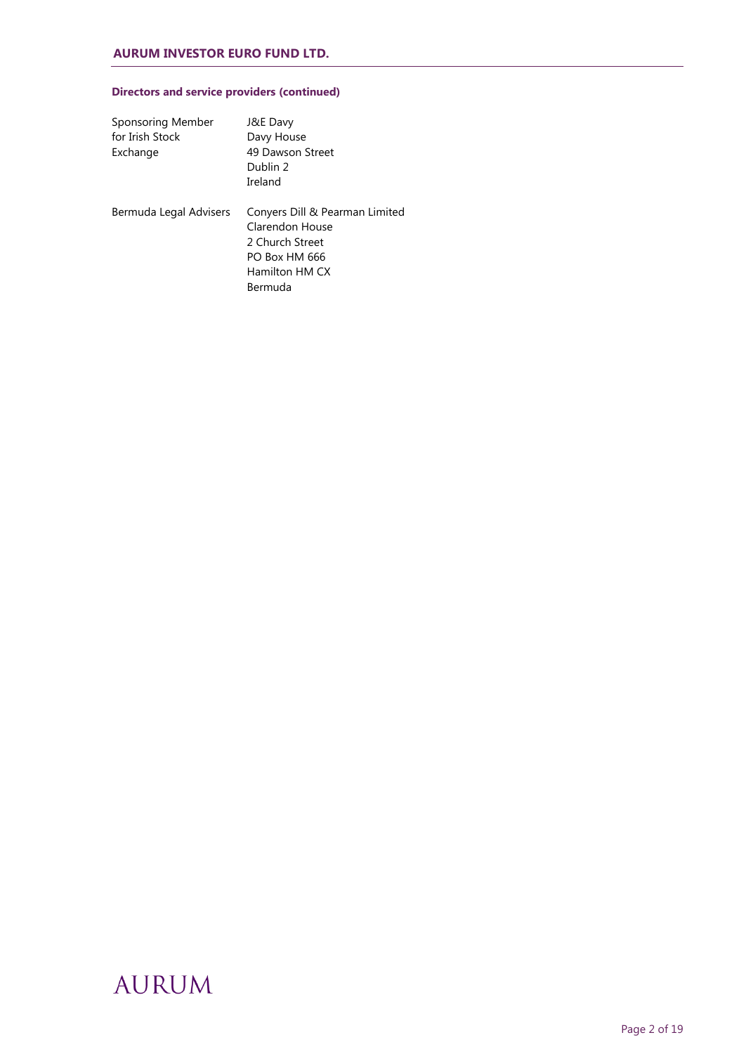### Directors and service providers (continued)

| | |
|---|---|
| Sponsoring Member for Irish Stock Exchange | J&E Davy<br>Davy House<br>49 Dawson Street<br>Dublin 2<br>Ireland |
| Bermuda Legal Advisers | Conyers Dill & Pearman Limited<br>Clarendon House<br>2 Church Street<br>PO Box HM 666<br>Hamilton HM CX<br>Bermuda |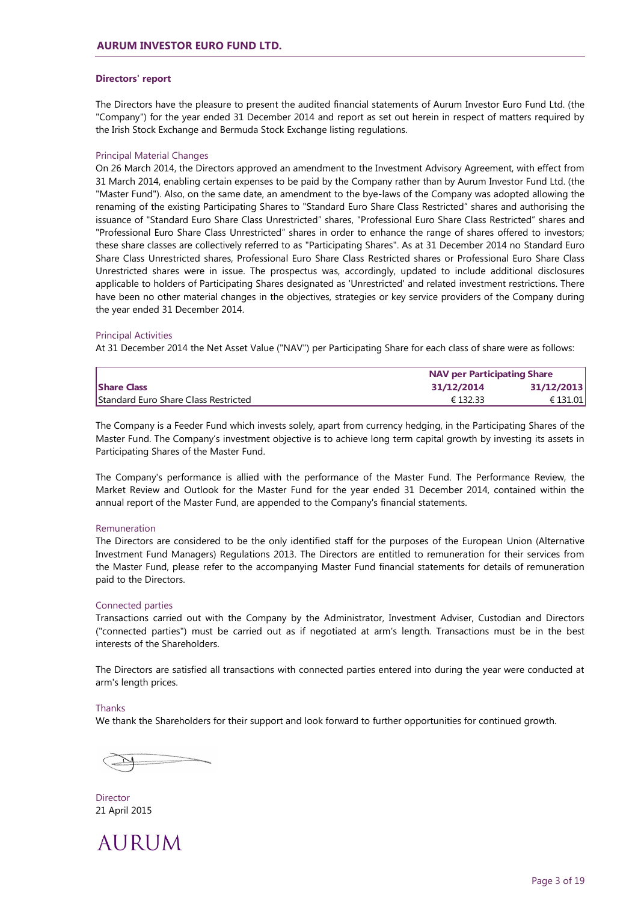**Directors' report**

The Directors have the pleasure to present the audited financial statements of Aurum Investor Euro Fund Ltd. (the "Company") for the year ended 31 December 2014 and report as set out herein in respect of matters required by the Irish Stock Exchange and Bermuda Stock Exchange listing regulations.

### Principal Material Changes

On 26 March 2014, the Directors approved an amendment to the Investment Advisory Agreement, with effect from 31 March 2014, enabling certain expenses to be paid by the Company rather than by Aurum Investor Fund Ltd. (the "Master Fund"). Also, on the same date, an amendment to the bye-laws of the Company was adopted allowing the renaming of the existing Participating Shares to "Standard Euro Share Class Restricted" shares and authorising the issuance of "Standard Euro Share Class Unrestricted" shares, "Professional Euro Share Class Restricted" shares and "Professional Euro Share Class Unrestricted" shares in order to enhance the range of shares offered to investors; these share classes are collectively referred to as "Participating Shares". As at 31 December 2014 no Standard Euro Share Class Unrestricted shares, Professional Euro Share Class Restricted shares or Professional Euro Share Class Unrestricted shares were in issue. The prospectus was, accordingly, updated to include additional disclosures applicable to holders of Participating Shares designated as 'Unrestricted' and related investment restrictions. There have been no other material changes in the objectives, strategies or key service providers of the Company during the year ended 31 December 2014.

### Principal Activities

At 31 December 2014 the Net Asset Value ("NAV") per Participating Share for each class of share were as follows:

| | NAV per Participating Share | |
|---|---|---|
| **Share Class** | **31/12/2014** | **31/12/2013** |
| Standard Euro Share Class Restricted | € 132.33 | € 131.01 |

The Company is a Feeder Fund which invests solely, apart from currency hedging, in the Participating Shares of the Master Fund. The Company's investment objective is to achieve long term capital growth by investing its assets in Participating Shares of the Master Fund.

The Company's performance is allied with the performance of the Master Fund. The Performance Review, the Market Review and Outlook for the Master Fund for the year ended 31 December 2014, contained within the annual report of the Master Fund, are appended to the Company's financial statements.

### Remuneration

The Directors are considered to be the only identified staff for the purposes of the European Union (Alternative Investment Fund Managers) Regulations 2013. The Directors are entitled to remuneration for their services from the Master Fund, please refer to the accompanying Master Fund financial statements for details of remuneration paid to the Directors.

### Connected parties

Transactions carried out with the Company by the Administrator, Investment Adviser, Custodian and Directors ("connected parties") must be carried out as if negotiated at arm's length. Transactions must be in the best interests of the Shareholders.

The Directors are satisfied all transactions with connected parties entered into during the year were conducted at arm's length prices.

### Thanks

We thank the Shareholders for their support and look forward to further opportunities for continued growth.

Director
21 April 2015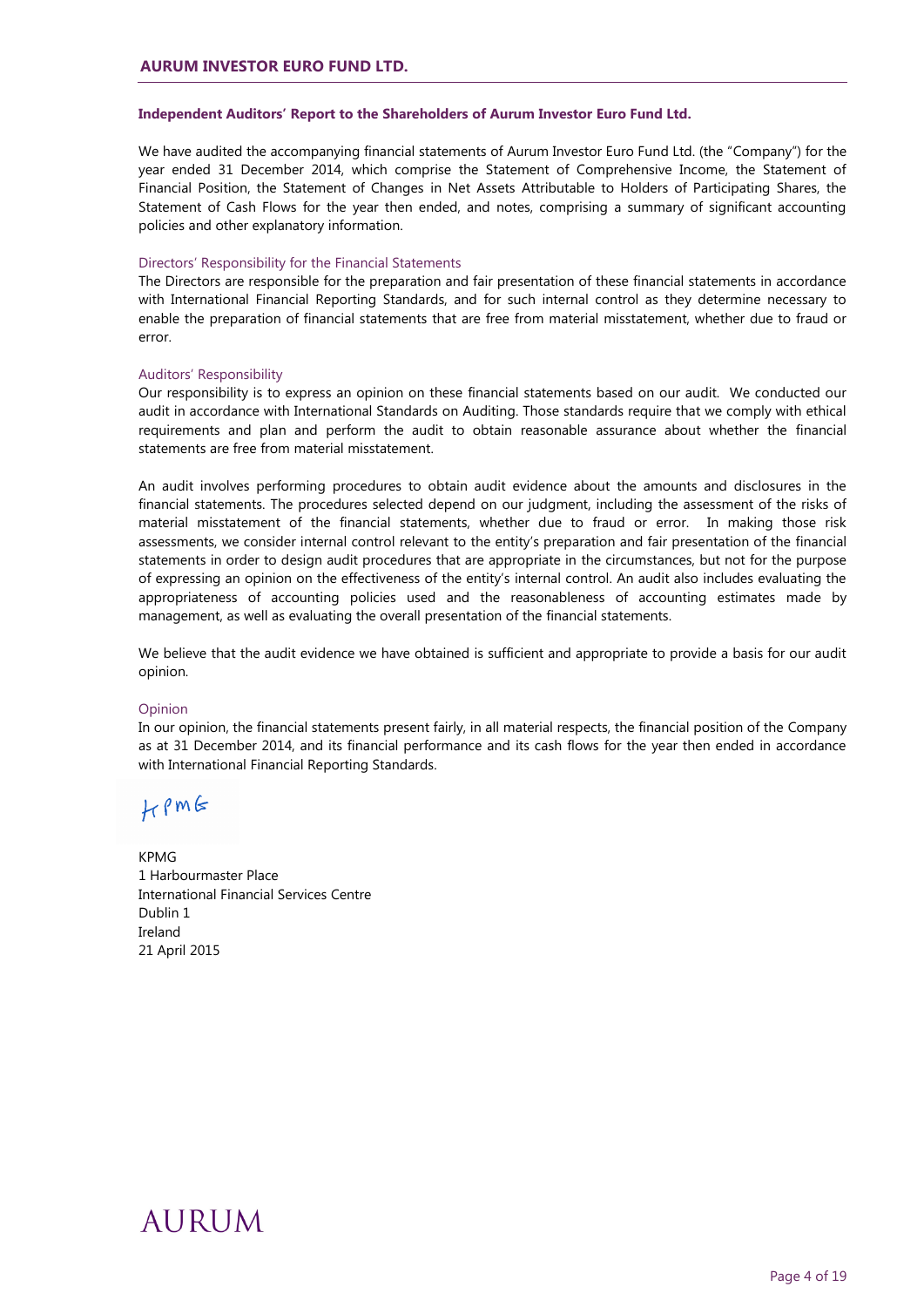## Independent Auditors' Report to the Shareholders of Aurum Investor Euro Fund Ltd.

We have audited the accompanying financial statements of Aurum Investor Euro Fund Ltd. (the "Company") for the year ended 31 December 2014, which comprise the Statement of Comprehensive Income, the Statement of Financial Position, the Statement of Changes in Net Assets Attributable to Holders of Participating Shares, the Statement of Cash Flows for the year then ended, and notes, comprising a summary of significant accounting policies and other explanatory information.

### Directors' Responsibility for the Financial Statements

The Directors are responsible for the preparation and fair presentation of these financial statements in accordance with International Financial Reporting Standards, and for such internal control as they determine necessary to enable the preparation of financial statements that are free from material misstatement, whether due to fraud or error.

### Auditors' Responsibility

Our responsibility is to express an opinion on these financial statements based on our audit. We conducted our audit in accordance with International Standards on Auditing. Those standards require that we comply with ethical requirements and plan and perform the audit to obtain reasonable assurance about whether the financial statements are free from material misstatement.

An audit involves performing procedures to obtain audit evidence about the amounts and disclosures in the financial statements. The procedures selected depend on our judgment, including the assessment of the risks of material misstatement of the financial statements, whether due to fraud or error. In making those risk assessments, we consider internal control relevant to the entity's preparation and fair presentation of the financial statements in order to design audit procedures that are appropriate in the circumstances, but not for the purpose of expressing an opinion on the effectiveness of the entity's internal control. An audit also includes evaluating the appropriateness of accounting policies used and the reasonableness of accounting estimates made by management, as well as evaluating the overall presentation of the financial statements.

We believe that the audit evidence we have obtained is sufficient and appropriate to provide a basis for our audit opinion.

### Opinion

In our opinion, the financial statements present fairly, in all material respects, the financial position of the Company as at 31 December 2014, and its financial performance and its cash flows for the year then ended in accordance with International Financial Reporting Standards.

KPMG

KPMG
1 Harbourmaster Place
International Financial Services Centre
Dublin 1
Ireland
21 April 2015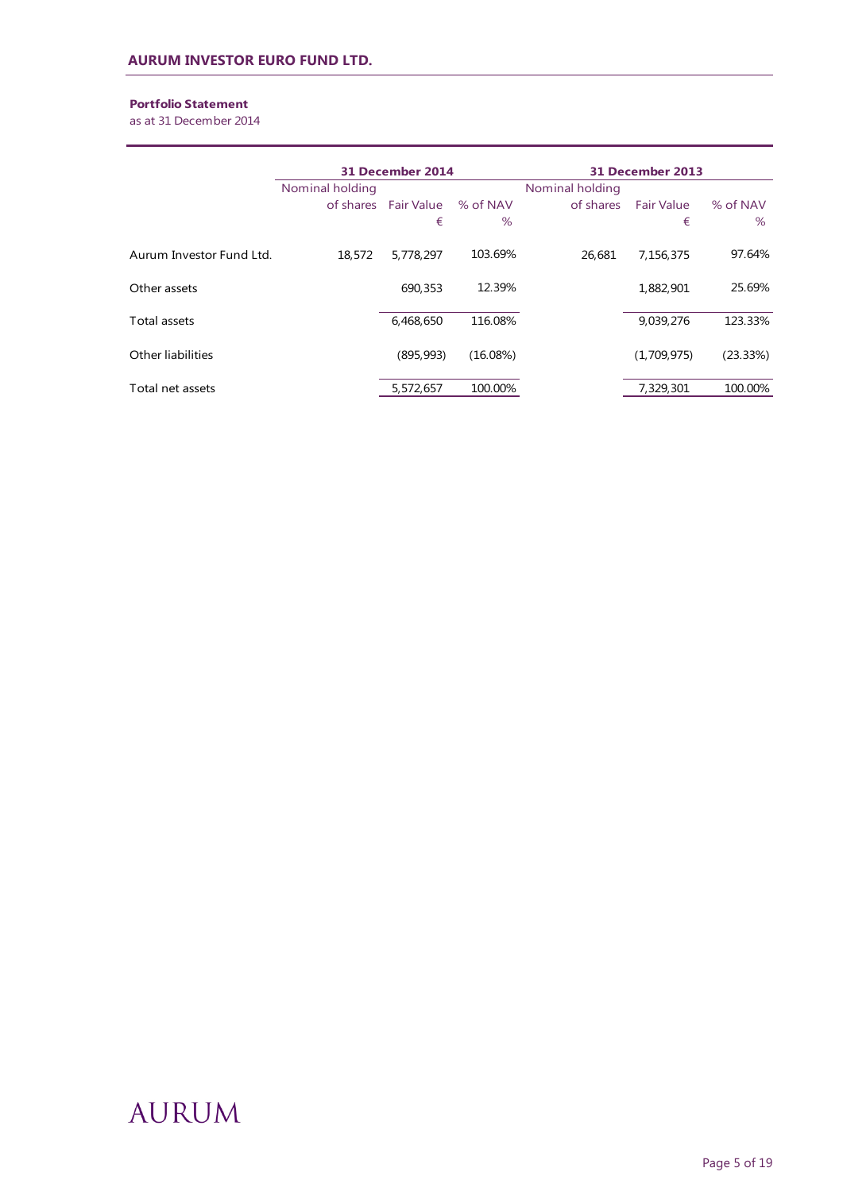**Portfolio Statement**
as at 31 December 2014

| | 31 December 2014 | | | 31 December 2013 | | |
|---|---|---|---|---|---|---|
| | Nominal holding of shares | Fair Value € | % of NAV % | Nominal holding of shares | Fair Value € | % of NAV % |
| Aurum Investor Fund Ltd. | 18,572 | 5,778,297 | 103.69% | 26,681 | 7,156,375 | 97.64% |
| Other assets | | 690,353 | 12.39% | | 1,882,901 | 25.69% |
| Total assets | | 6,468,650 | 116.08% | | 9,039,276 | 123.33% |
| Other liabilities | | (895,993) | (16.08%) | | (1,709,975) | (23.33%) |
| Total net assets | | 5,572,657 | 100.00% | | 7,329,301 | 100.00% |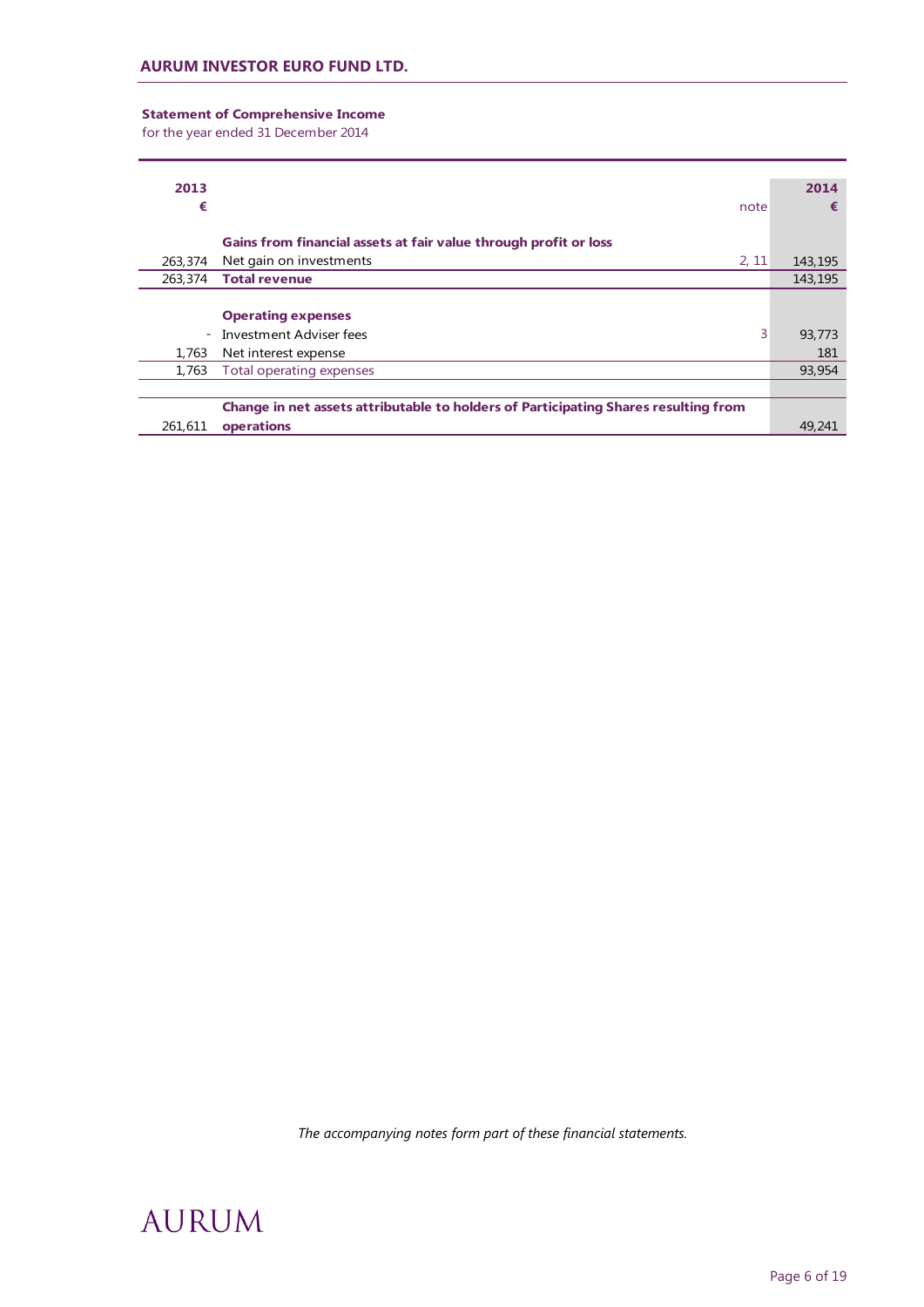## Statement of Comprehensive Income

for the year ended 31 December 2014

| 2013 € | | note | 2014 € |
|---|---|---|---|
| | **Gains from financial assets at fair value through profit or loss** | | |
| 263,374 | Net gain on investments | 2, 11 | 143,195 |
| 263,374 | **Total revenue** | | 143,195 |
| | **Operating expenses** | | |
| - | Investment Adviser fees | 3 | 93,773 |
| 1,763 | Net interest expense | | 181 |
| 1,763 | Total operating expenses | | 93,954 |
| 261,611 | **Change in net assets attributable to holders of Participating Shares resulting from operations** | | 49,241 |

*The accompanying notes form part of these financial statements.*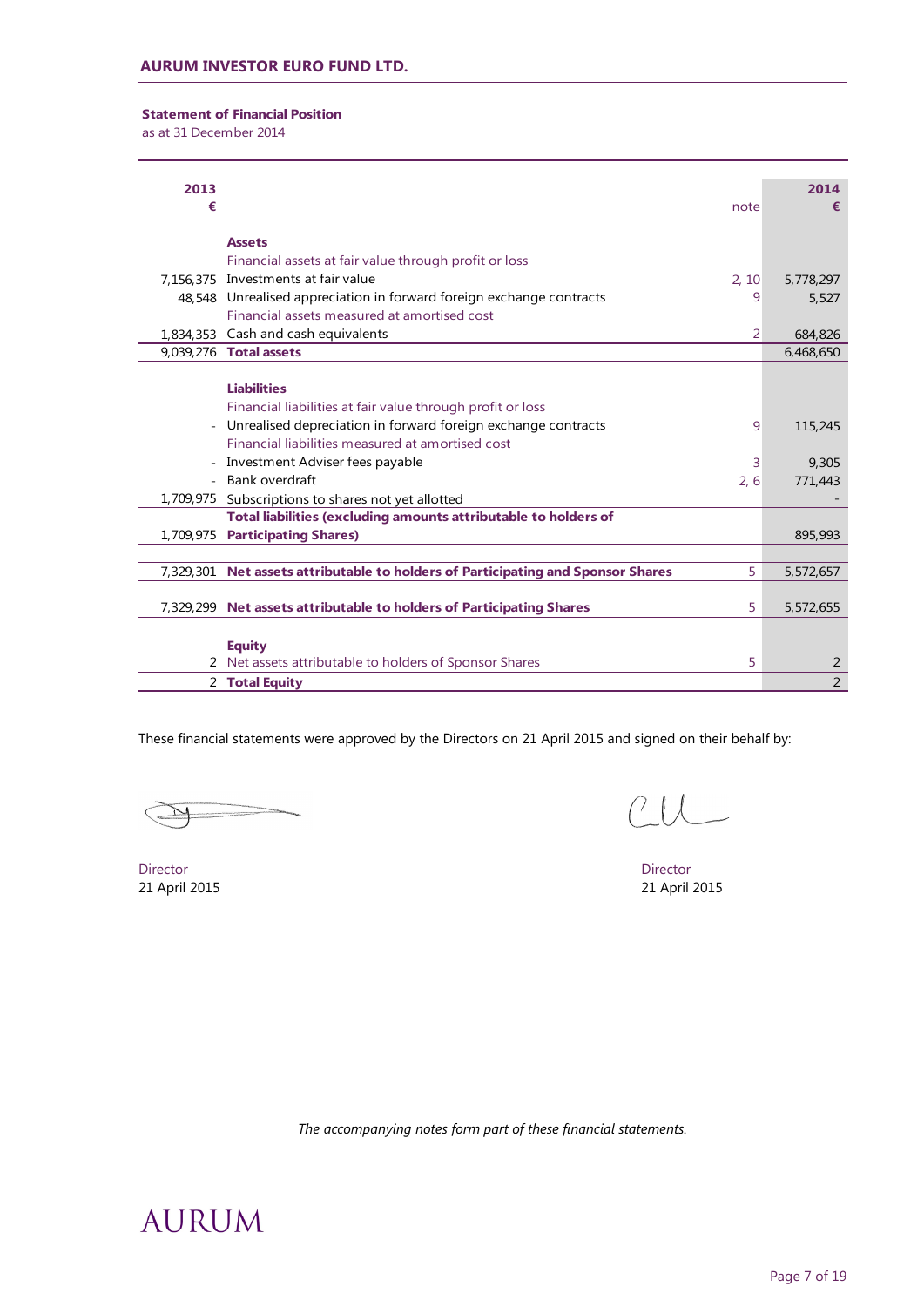**AURUM INVESTOR EURO FUND LTD.**

**Statement of Financial Position**
as at 31 December 2014

| 2013 € | | note | 2014 € |
|---|---|---|---|
| | **Assets** | | |
| | Financial assets at fair value through profit or loss | | |
| 7,156,375 | Investments at fair value | 2, 10 | 5,778,297 |
| 48,548 | Unrealised appreciation in forward foreign exchange contracts | 9 | 5,527 |
| | Financial assets measured at amortised cost | | |
| 1,834,353 | Cash and cash equivalents | 2 | 684,826 |
| 9,039,276 | **Total assets** | | 6,468,650 |
| | | | |
| | **Liabilities** | | |
| | Financial liabilities at fair value through profit or loss | | |
| - | Unrealised depreciation in forward foreign exchange contracts | 9 | 115,245 |
| | Financial liabilities measured at amortised cost | | |
| - | Investment Adviser fees payable | 3 | 9,305 |
| - | Bank overdraft | 2, 6 | 771,443 |
| 1,709,975 | Subscriptions to shares not yet allotted | | - |
| 1,709,975 | **Total liabilities (excluding amounts attributable to holders of Participating Shares)** | | 895,993 |
| | | | |
| 7,329,301 | **Net assets attributable to holders of Participating and Sponsor Shares** | 5 | 5,572,657 |
| | | | |
| 7,329,299 | **Net assets attributable to holders of Participating Shares** | 5 | 5,572,655 |
| | | | |
| | **Equity** | | |
| 2 | Net assets attributable to holders of Sponsor Shares | 5 | 2 |
| 2 | **Total Equity** | | 2 |

These financial statements were approved by the Directors on 21 April 2015 and signed on their behalf by:

Director
21 April 2015

Director
21 April 2015

*The accompanying notes form part of these financial statements.*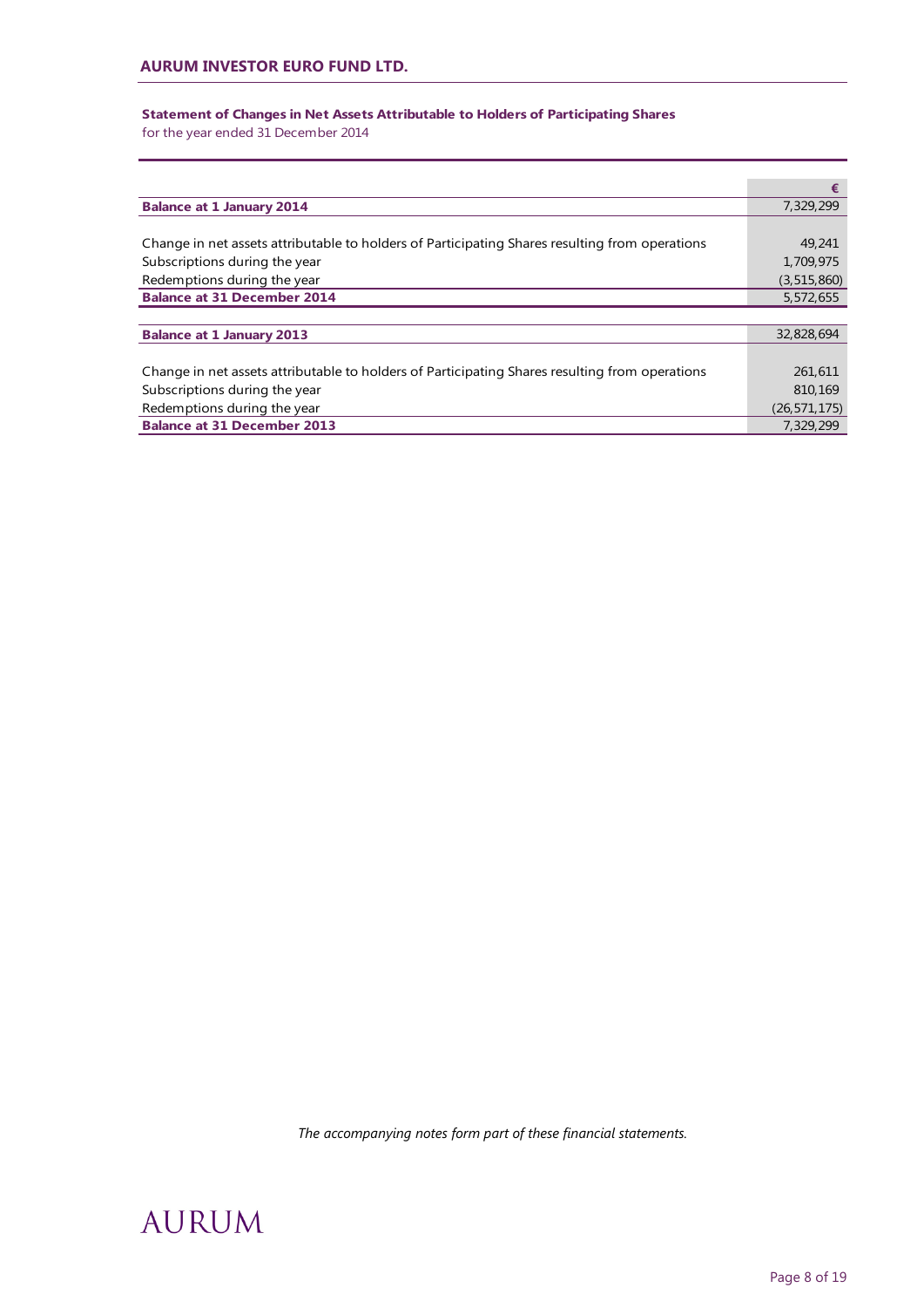**Statement of Changes in Net Assets Attributable to Holders of Participating Shares**
for the year ended 31 December 2014

| | € |
|---|---|
| **Balance at 1 January 2014** | 7,329,299 |
| | |
| Change in net assets attributable to holders of Participating Shares resulting from operations | 49,241 |
| Subscriptions during the year | 1,709,975 |
| Redemptions during the year | (3,515,860) |
| **Balance at 31 December 2014** | 5,572,655 |
| | |
| **Balance at 1 January 2013** | 32,828,694 |
| | |
| Change in net assets attributable to holders of Participating Shares resulting from operations | 261,611 |
| Subscriptions during the year | 810,169 |
| Redemptions during the year | (26,571,175) |
| **Balance at 31 December 2013** | 7,329,299 |

*The accompanying notes form part of these financial statements.*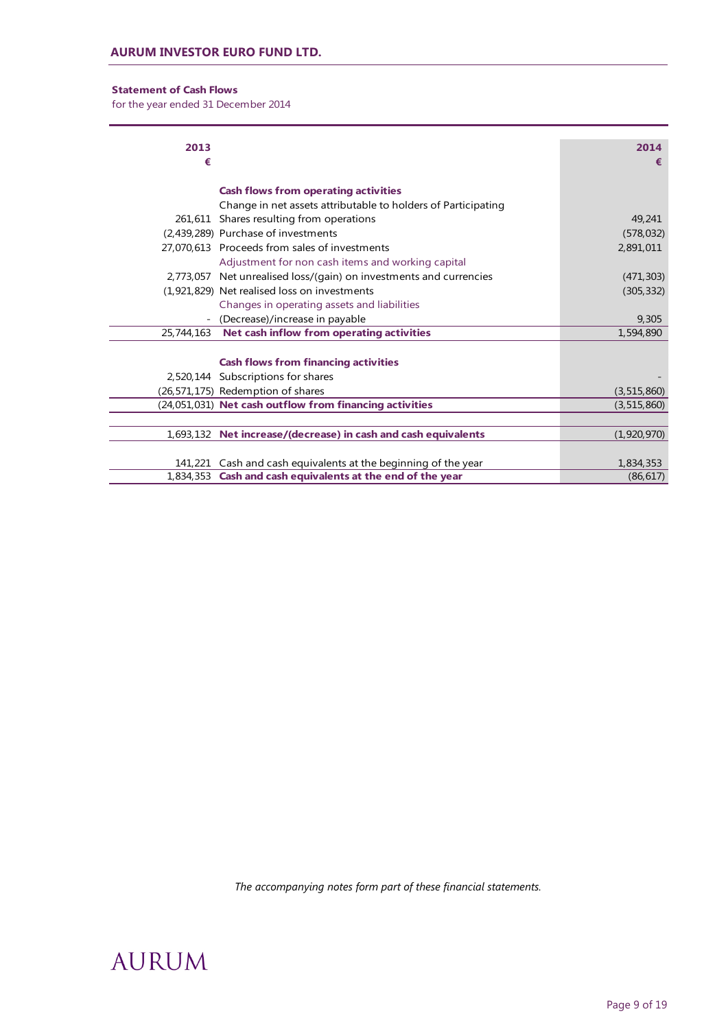## Statement of Cash Flows

for the year ended 31 December 2014

| 2013 € | | 2014 € |
|---|---|---|
| | **Cash flows from operating activities** | |
| | Change in net assets attributable to holders of Participating | |
| 261,611 | Shares resulting from operations | 49,241 |
| (2,439,289) | Purchase of investments | (578,032) |
| 27,070,613 | Proceeds from sales of investments | 2,891,011 |
| | Adjustment for non cash items and working capital | |
| 2,773,057 | Net unrealised loss/(gain) on investments and currencies | (471,303) |
| (1,921,829) | Net realised loss on investments | (305,332) |
| | Changes in operating assets and liabilities | |
| - | (Decrease)/increase in payable | 9,305 |
| 25,744,163 | **Net cash inflow from operating activities** | 1,594,890 |
| | | |
| | **Cash flows from financing activities** | |
| 2,520,144 | Subscriptions for shares | - |
| (26,571,175) | Redemption of shares | (3,515,860) |
| (24,051,031) | **Net cash outflow from financing activities** | (3,515,860) |
| | | |
| 1,693,132 | **Net increase/(decrease) in cash and cash equivalents** | (1,920,970) |
| | | |
| 141,221 | Cash and cash equivalents at the beginning of the year | 1,834,353 |
| 1,834,353 | **Cash and cash equivalents at the end of the year** | (86,617) |

*The accompanying notes form part of these financial statements.*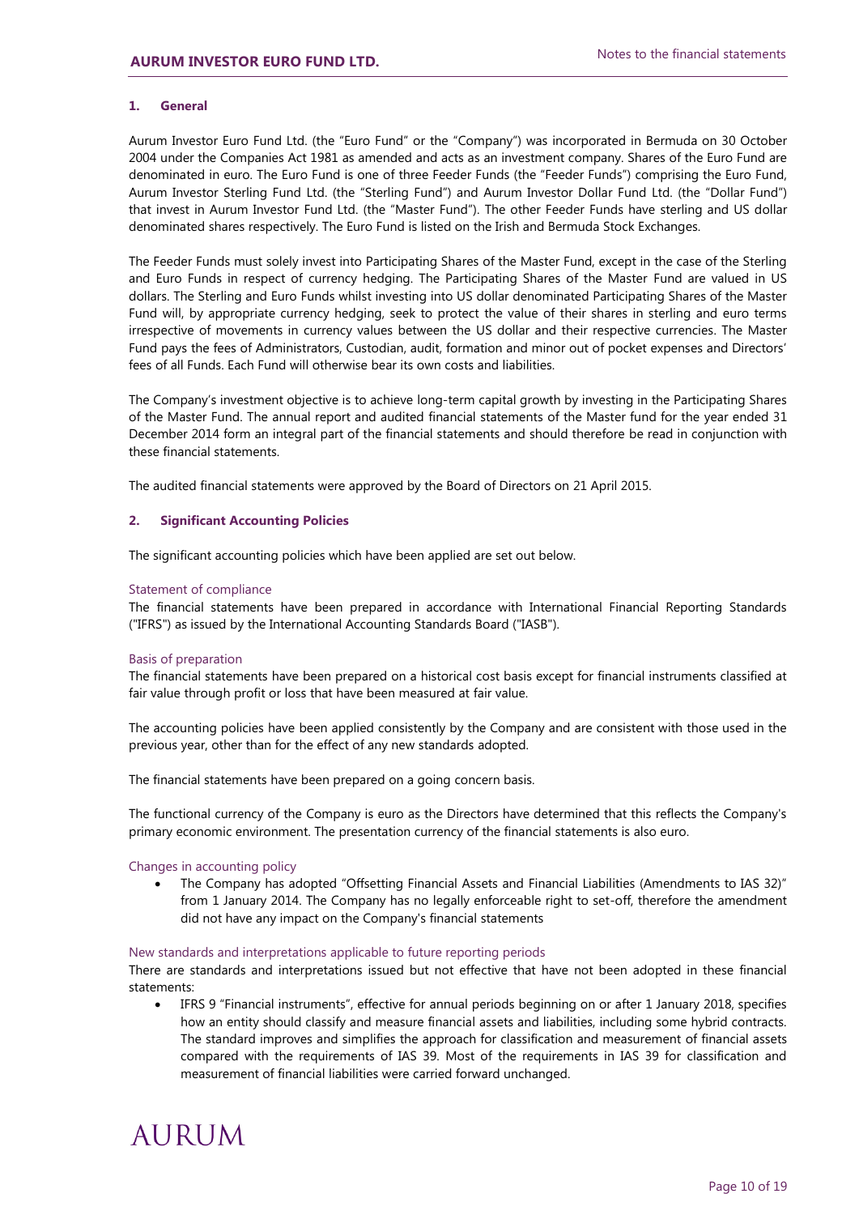## 1. General

Aurum Investor Euro Fund Ltd. (the "Euro Fund" or the "Company") was incorporated in Bermuda on 30 October 2004 under the Companies Act 1981 as amended and acts as an investment company. Shares of the Euro Fund are denominated in euro. The Euro Fund is one of three Feeder Funds (the "Feeder Funds") comprising the Euro Fund, Aurum Investor Sterling Fund Ltd. (the "Sterling Fund") and Aurum Investor Dollar Fund Ltd. (the "Dollar Fund") that invest in Aurum Investor Fund Ltd. (the "Master Fund"). The other Feeder Funds have sterling and US dollar denominated shares respectively. The Euro Fund is listed on the Irish and Bermuda Stock Exchanges.

The Feeder Funds must solely invest into Participating Shares of the Master Fund, except in the case of the Sterling and Euro Funds in respect of currency hedging. The Participating Shares of the Master Fund are valued in US dollars. The Sterling and Euro Funds whilst investing into US dollar denominated Participating Shares of the Master Fund will, by appropriate currency hedging, seek to protect the value of their shares in sterling and euro terms irrespective of movements in currency values between the US dollar and their respective currencies. The Master Fund pays the fees of Administrators, Custodian, audit, formation and minor out of pocket expenses and Directors' fees of all Funds. Each Fund will otherwise bear its own costs and liabilities.

The Company's investment objective is to achieve long-term capital growth by investing in the Participating Shares of the Master Fund. The annual report and audited financial statements of the Master fund for the year ended 31 December 2014 form an integral part of the financial statements and should therefore be read in conjunction with these financial statements.

The audited financial statements were approved by the Board of Directors on 21 April 2015.

## 2. Significant Accounting Policies

The significant accounting policies which have been applied are set out below.

### Statement of compliance

The financial statements have been prepared in accordance with International Financial Reporting Standards ("IFRS") as issued by the International Accounting Standards Board ("IASB").

### Basis of preparation

The financial statements have been prepared on a historical cost basis except for financial instruments classified at fair value through profit or loss that have been measured at fair value.

The accounting policies have been applied consistently by the Company and are consistent with those used in the previous year, other than for the effect of any new standards adopted.

The financial statements have been prepared on a going concern basis.

The functional currency of the Company is euro as the Directors have determined that this reflects the Company's primary economic environment. The presentation currency of the financial statements is also euro.

### Changes in accounting policy

- The Company has adopted "Offsetting Financial Assets and Financial Liabilities (Amendments to IAS 32)" from 1 January 2014. The Company has no legally enforceable right to set-off, therefore the amendment did not have any impact on the Company's financial statements

### New standards and interpretations applicable to future reporting periods

There are standards and interpretations issued but not effective that have not been adopted in these financial statements:

- IFRS 9 "Financial instruments", effective for annual periods beginning on or after 1 January 2018, specifies how an entity should classify and measure financial assets and liabilities, including some hybrid contracts. The standard improves and simplifies the approach for classification and measurement of financial assets compared with the requirements of IAS 39. Most of the requirements in IAS 39 for classification and measurement of financial liabilities were carried forward unchanged.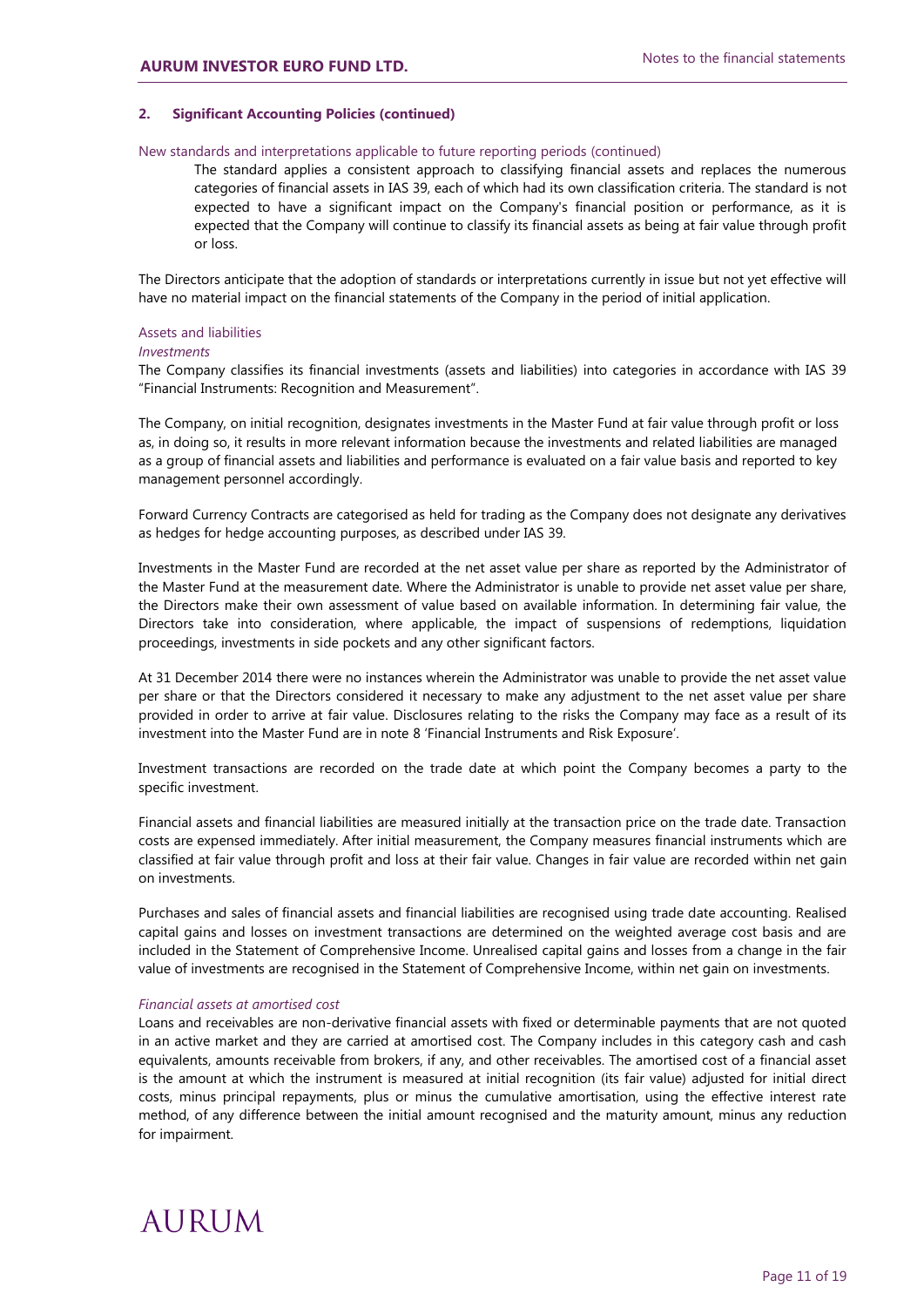## 2. Significant Accounting Policies (continued)

New standards and interpretations applicable to future reporting periods (continued)

> The standard applies a consistent approach to classifying financial assets and replaces the numerous categories of financial assets in IAS 39, each of which had its own classification criteria. The standard is not expected to have a significant impact on the Company's financial position or performance, as it is expected that the Company will continue to classify its financial assets as being at fair value through profit or loss.

The Directors anticipate that the adoption of standards or interpretations currently in issue but not yet effective will have no material impact on the financial statements of the Company in the period of initial application.

### Assets and liabilities

*Investments*

The Company classifies its financial investments (assets and liabilities) into categories in accordance with IAS 39 "Financial Instruments: Recognition and Measurement".

The Company, on initial recognition, designates investments in the Master Fund at fair value through profit or loss as, in doing so, it results in more relevant information because the investments and related liabilities are managed as a group of financial assets and liabilities and performance is evaluated on a fair value basis and reported to key management personnel accordingly.

Forward Currency Contracts are categorised as held for trading as the Company does not designate any derivatives as hedges for hedge accounting purposes, as described under IAS 39.

Investments in the Master Fund are recorded at the net asset value per share as reported by the Administrator of the Master Fund at the measurement date. Where the Administrator is unable to provide net asset value per share, the Directors make their own assessment of value based on available information. In determining fair value, the Directors take into consideration, where applicable, the impact of suspensions of redemptions, liquidation proceedings, investments in side pockets and any other significant factors.

At 31 December 2014 there were no instances wherein the Administrator was unable to provide the net asset value per share or that the Directors considered it necessary to make any adjustment to the net asset value per share provided in order to arrive at fair value. Disclosures relating to the risks the Company may face as a result of its investment into the Master Fund are in note 8 'Financial Instruments and Risk Exposure'.

Investment transactions are recorded on the trade date at which point the Company becomes a party to the specific investment.

Financial assets and financial liabilities are measured initially at the transaction price on the trade date. Transaction costs are expensed immediately. After initial measurement, the Company measures financial instruments which are classified at fair value through profit and loss at their fair value. Changes in fair value are recorded within net gain on investments.

Purchases and sales of financial assets and financial liabilities are recognised using trade date accounting. Realised capital gains and losses on investment transactions are determined on the weighted average cost basis and are included in the Statement of Comprehensive Income. Unrealised capital gains and losses from a change in the fair value of investments are recognised in the Statement of Comprehensive Income, within net gain on investments.

*Financial assets at amortised cost*

Loans and receivables are non-derivative financial assets with fixed or determinable payments that are not quoted in an active market and they are carried at amortised cost. The Company includes in this category cash and cash equivalents, amounts receivable from brokers, if any, and other receivables. The amortised cost of a financial asset is the amount at which the instrument is measured at initial recognition (its fair value) adjusted for initial direct costs, minus principal repayments, plus or minus the cumulative amortisation, using the effective interest rate method, of any difference between the initial amount recognised and the maturity amount, minus any reduction for impairment.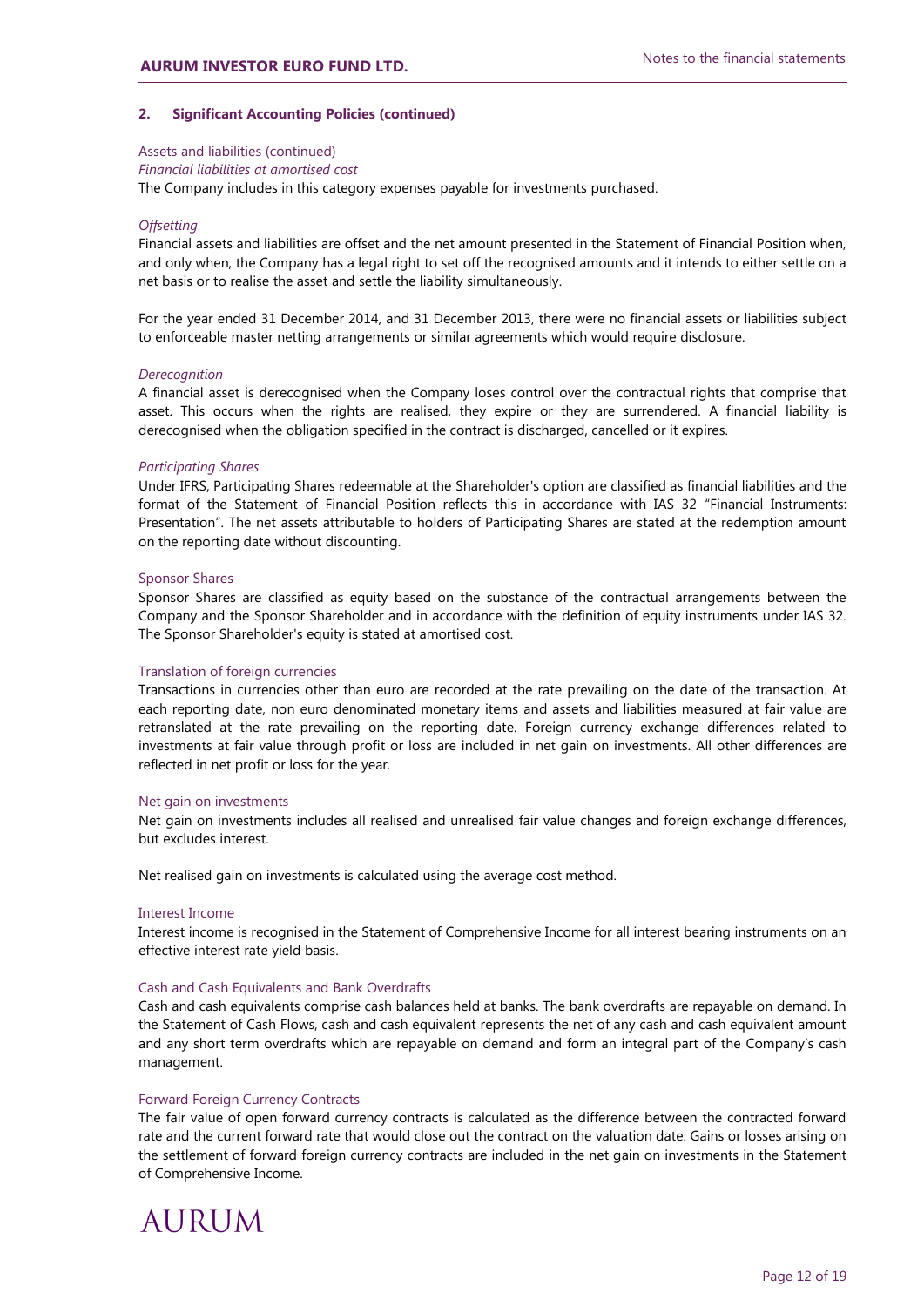## 2. Significant Accounting Policies (continued)

### Assets and liabilities (continued)

*Financial liabilities at amortised cost*

The Company includes in this category expenses payable for investments purchased.

*Offsetting*

Financial assets and liabilities are offset and the net amount presented in the Statement of Financial Position when, and only when, the Company has a legal right to set off the recognised amounts and it intends to either settle on a net basis or to realise the asset and settle the liability simultaneously.

For the year ended 31 December 2014, and 31 December 2013, there were no financial assets or liabilities subject to enforceable master netting arrangements or similar agreements which would require disclosure.

*Derecognition*

A financial asset is derecognised when the Company loses control over the contractual rights that comprise that asset. This occurs when the rights are realised, they expire or they are surrendered. A financial liability is derecognised when the obligation specified in the contract is discharged, cancelled or it expires.

*Participating Shares*

Under IFRS, Participating Shares redeemable at the Shareholder's option are classified as financial liabilities and the format of the Statement of Financial Position reflects this in accordance with IAS 32 "Financial Instruments: Presentation". The net assets attributable to holders of Participating Shares are stated at the redemption amount on the reporting date without discounting.

### Sponsor Shares

Sponsor Shares are classified as equity based on the substance of the contractual arrangements between the Company and the Sponsor Shareholder and in accordance with the definition of equity instruments under IAS 32. The Sponsor Shareholder's equity is stated at amortised cost.

### Translation of foreign currencies

Transactions in currencies other than euro are recorded at the rate prevailing on the date of the transaction. At each reporting date, non euro denominated monetary items and assets and liabilities measured at fair value are retranslated at the rate prevailing on the reporting date. Foreign currency exchange differences related to investments at fair value through profit or loss are included in net gain on investments. All other differences are reflected in net profit or loss for the year.

### Net gain on investments

Net gain on investments includes all realised and unrealised fair value changes and foreign exchange differences, but excludes interest.

Net realised gain on investments is calculated using the average cost method.

### Interest Income

Interest income is recognised in the Statement of Comprehensive Income for all interest bearing instruments on an effective interest rate yield basis.

### Cash and Cash Equivalents and Bank Overdrafts

Cash and cash equivalents comprise cash balances held at banks. The bank overdrafts are repayable on demand. In the Statement of Cash Flows, cash and cash equivalent represents the net of any cash and cash equivalent amount and any short term overdrafts which are repayable on demand and form an integral part of the Company's cash management.

### Forward Foreign Currency Contracts

The fair value of open forward currency contracts is calculated as the difference between the contracted forward rate and the current forward rate that would close out the contract on the valuation date. Gains or losses arising on the settlement of forward foreign currency contracts are included in the net gain on investments in the Statement of Comprehensive Income.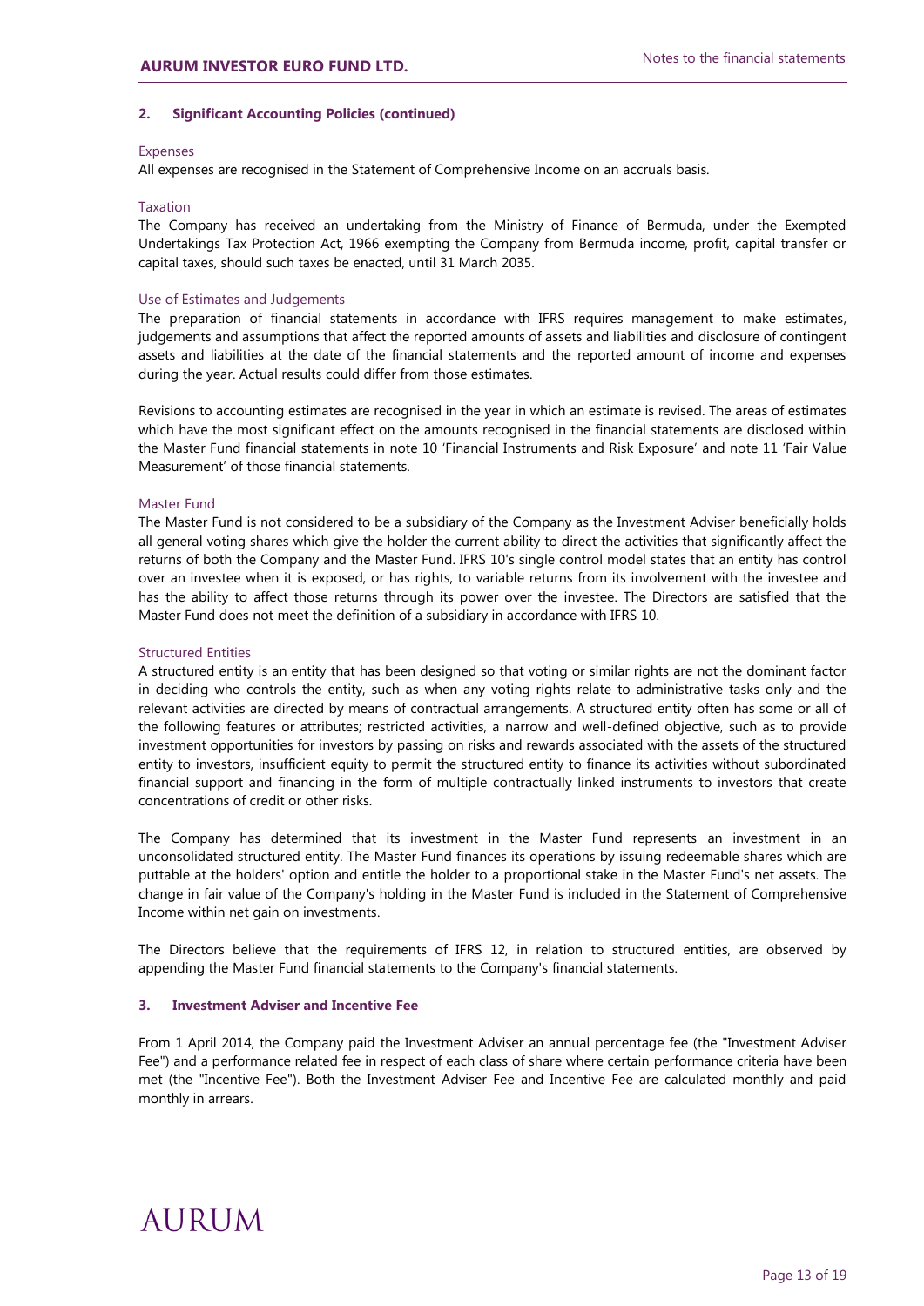## 2. Significant Accounting Policies (continued)

### Expenses

All expenses are recognised in the Statement of Comprehensive Income on an accruals basis.

### Taxation

The Company has received an undertaking from the Ministry of Finance of Bermuda, under the Exempted Undertakings Tax Protection Act, 1966 exempting the Company from Bermuda income, profit, capital transfer or capital taxes, should such taxes be enacted, until 31 March 2035.

### Use of Estimates and Judgements

The preparation of financial statements in accordance with IFRS requires management to make estimates, judgements and assumptions that affect the reported amounts of assets and liabilities and disclosure of contingent assets and liabilities at the date of the financial statements and the reported amount of income and expenses during the year. Actual results could differ from those estimates.

Revisions to accounting estimates are recognised in the year in which an estimate is revised. The areas of estimates which have the most significant effect on the amounts recognised in the financial statements are disclosed within the Master Fund financial statements in note 10 'Financial Instruments and Risk Exposure' and note 11 'Fair Value Measurement' of those financial statements.

### Master Fund

The Master Fund is not considered to be a subsidiary of the Company as the Investment Adviser beneficially holds all general voting shares which give the holder the current ability to direct the activities that significantly affect the returns of both the Company and the Master Fund. IFRS 10's single control model states that an entity has control over an investee when it is exposed, or has rights, to variable returns from its involvement with the investee and has the ability to affect those returns through its power over the investee. The Directors are satisfied that the Master Fund does not meet the definition of a subsidiary in accordance with IFRS 10.

### Structured Entities

A structured entity is an entity that has been designed so that voting or similar rights are not the dominant factor in deciding who controls the entity, such as when any voting rights relate to administrative tasks only and the relevant activities are directed by means of contractual arrangements. A structured entity often has some or all of the following features or attributes; restricted activities, a narrow and well-defined objective, such as to provide investment opportunities for investors by passing on risks and rewards associated with the assets of the structured entity to investors, insufficient equity to permit the structured entity to finance its activities without subordinated financial support and financing in the form of multiple contractually linked instruments to investors that create concentrations of credit or other risks.

The Company has determined that its investment in the Master Fund represents an investment in an unconsolidated structured entity. The Master Fund finances its operations by issuing redeemable shares which are puttable at the holders' option and entitle the holder to a proportional stake in the Master Fund's net assets. The change in fair value of the Company's holding in the Master Fund is included in the Statement of Comprehensive Income within net gain on investments.

The Directors believe that the requirements of IFRS 12, in relation to structured entities, are observed by appending the Master Fund financial statements to the Company's financial statements.

## 3. Investment Adviser and Incentive Fee

From 1 April 2014, the Company paid the Investment Adviser an annual percentage fee (the "Investment Adviser Fee") and a performance related fee in respect of each class of share where certain performance criteria have been met (the "Incentive Fee"). Both the Investment Adviser Fee and Incentive Fee are calculated monthly and paid monthly in arrears.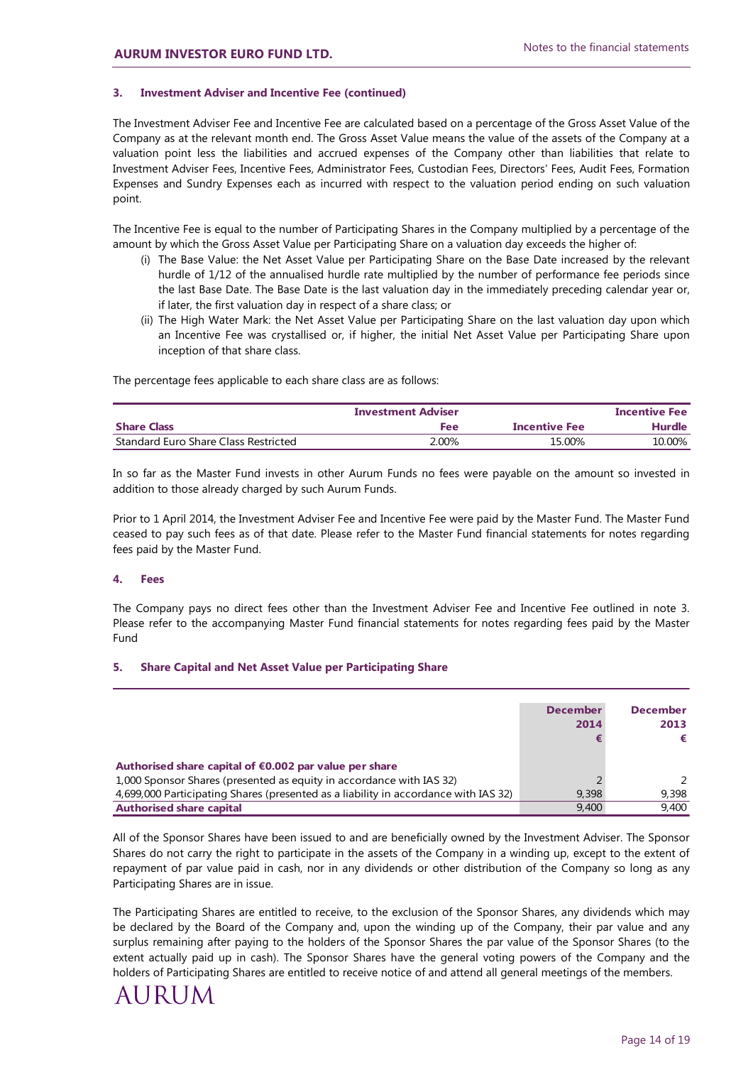### 3. Investment Adviser and Incentive Fee (continued)

The Investment Adviser Fee and Incentive Fee are calculated based on a percentage of the Gross Asset Value of the Company as at the relevant month end. The Gross Asset Value means the value of the assets of the Company at a valuation point less the liabilities and accrued expenses of the Company other than liabilities that relate to Investment Adviser Fees, Incentive Fees, Administrator Fees, Custodian Fees, Directors' Fees, Audit Fees, Formation Expenses and Sundry Expenses each as incurred with respect to the valuation period ending on such valuation point.

The Incentive Fee is equal to the number of Participating Shares in the Company multiplied by a percentage of the amount by which the Gross Asset Value per Participating Share on a valuation day exceeds the higher of:

(i) The Base Value: the Net Asset Value per Participating Share on the Base Date increased by the relevant hurdle of 1/12 of the annualised hurdle rate multiplied by the number of performance fee periods since the last Base Date. The Base Date is the last valuation day in the immediately preceding calendar year or, if later, the first valuation day in respect of a share class; or

(ii) The High Water Mark: the Net Asset Value per Participating Share on the last valuation day upon which an Incentive Fee was crystallised or, if higher, the initial Net Asset Value per Participating Share upon inception of that share class.

The percentage fees applicable to each share class are as follows:

| Share Class | Investment Adviser Fee | Incentive Fee | Incentive Fee Hurdle |
|---|---|---|---|
| Standard Euro Share Class Restricted | 2.00% | 15.00% | 10.00% |

In so far as the Master Fund invests in other Aurum Funds no fees were payable on the amount so invested in addition to those already charged by such Aurum Funds.

Prior to 1 April 2014, the Investment Adviser Fee and Incentive Fee were paid by the Master Fund. The Master Fund ceased to pay such fees as of that date. Please refer to the Master Fund financial statements for notes regarding fees paid by the Master Fund.

### 4. Fees

The Company pays no direct fees other than the Investment Adviser Fee and Incentive Fee outlined in note 3. Please refer to the accompanying Master Fund financial statements for notes regarding fees paid by the Master Fund

### 5. Share Capital and Net Asset Value per Participating Share

| | December 2014 € | December 2013 € |
|---|---|---|
| **Authorised share capital of €0.002 par value per share** | | |
| 1,000 Sponsor Shares (presented as equity in accordance with IAS 32) | 2 | 2 |
| 4,699,000 Participating Shares (presented as a liability in accordance with IAS 32) | 9,398 | 9,398 |
| **Authorised share capital** | 9,400 | 9,400 |

All of the Sponsor Shares have been issued to and are beneficially owned by the Investment Adviser. The Sponsor Shares do not carry the right to participate in the assets of the Company in a winding up, except to the extent of repayment of par value paid in cash, nor in any dividends or other distribution of the Company so long as any Participating Shares are in issue.

The Participating Shares are entitled to receive, to the exclusion of the Sponsor Shares, any dividends which may be declared by the Board of the Company and, upon the winding up of the Company, their par value and any surplus remaining after paying to the holders of the Sponsor Shares the par value of the Sponsor Shares (to the extent actually paid up in cash). The Sponsor Shares have the general voting powers of the Company and the holders of Participating Shares are entitled to receive notice of and attend all general meetings of the members.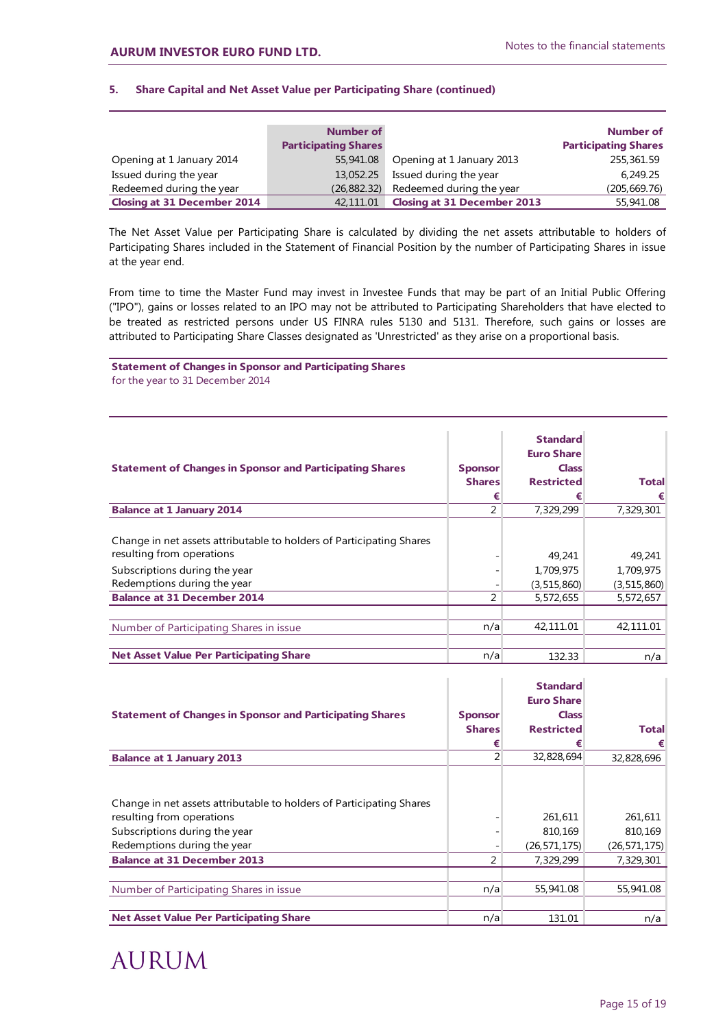### 5. Share Capital and Net Asset Value per Participating Share (continued)

| | Number of Participating Shares | | Number of Participating Shares |
|---|---|---|---|
| Opening at 1 January 2014 | 55,941.08 | Opening at 1 January 2013 | 255,361.59 |
| Issued during the year | 13,052.25 | Issued during the year | 6,249.25 |
| Redeemed during the year | (26,882.32) | Redeemed during the year | (205,669.76) |
| **Closing at 31 December 2014** | 42,111.01 | **Closing at 31 December 2013** | 55,941.08 |

The Net Asset Value per Participating Share is calculated by dividing the net assets attributable to holders of Participating Shares included in the Statement of Financial Position by the number of Participating Shares in issue at the year end.

From time to time the Master Fund may invest in Investee Funds that may be part of an Initial Public Offering ("IPO"), gains or losses related to an IPO may not be attributed to Participating Shareholders that have elected to be treated as restricted persons under US FINRA rules 5130 and 5131. Therefore, such gains or losses are attributed to Participating Share Classes designated as 'Unrestricted' as they arise on a proportional basis.

**Statement of Changes in Sponsor and Participating Shares**
for the year to 31 December 2014

| **Statement of Changes in Sponsor and Participating Shares** | **Sponsor Shares €** | **Standard Euro Share Class Restricted €** | **Total €** |
|---|---|---|---|
| **Balance at 1 January 2014** | 2 | 7,329,299 | 7,329,301 |
| Change in net assets attributable to holders of Participating Shares resulting from operations | - | 49,241 | 49,241 |
| Subscriptions during the year | - | 1,709,975 | 1,709,975 |
| Redemptions during the year | - | (3,515,860) | (3,515,860) |
| **Balance at 31 December 2014** | 2 | 5,572,655 | 5,572,657 |
| Number of Participating Shares in issue | n/a | 42,111.01 | 42,111.01 |
| **Net Asset Value Per Participating Share** | n/a | 132.33 | n/a |

| **Statement of Changes in Sponsor and Participating Shares** | **Sponsor Shares €** | **Standard Euro Share Class Restricted €** | **Total €** |
|---|---|---|---|
| **Balance at 1 January 2013** | 2 | 32,828,694 | 32,828,696 |
| Change in net assets attributable to holders of Participating Shares resulting from operations | - | 261,611 | 261,611 |
| Subscriptions during the year | - | 810,169 | 810,169 |
| Redemptions during the year | - | (26,571,175) | (26,571,175) |
| **Balance at 31 December 2013** | 2 | 7,329,299 | 7,329,301 |
| Number of Participating Shares in issue | n/a | 55,941.08 | 55,941.08 |
| **Net Asset Value Per Participating Share** | n/a | 131.01 | n/a |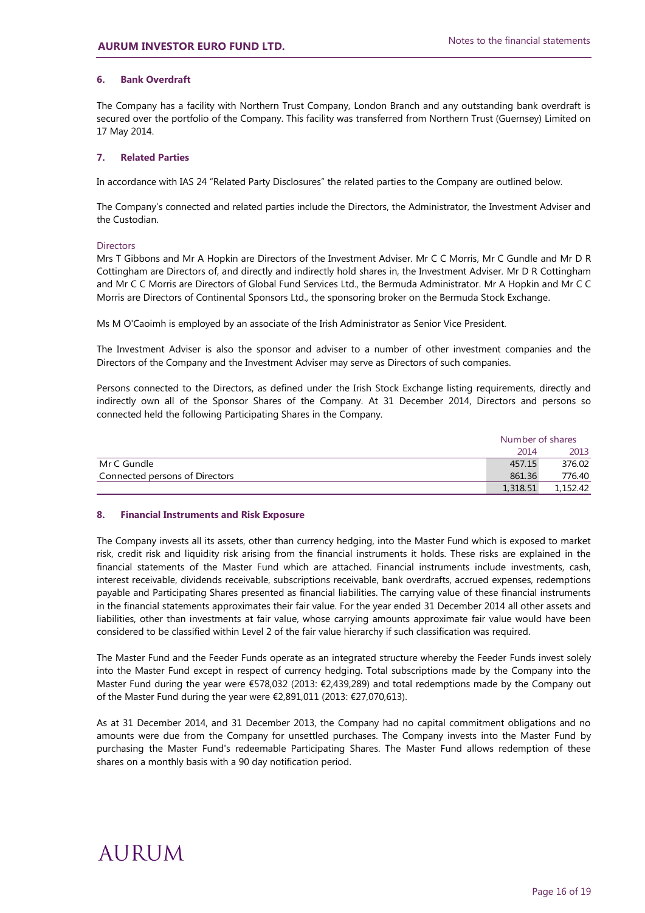## 6. Bank Overdraft

The Company has a facility with Northern Trust Company, London Branch and any outstanding bank overdraft is secured over the portfolio of the Company. This facility was transferred from Northern Trust (Guernsey) Limited on 17 May 2014.

## 7. Related Parties

In accordance with IAS 24 "Related Party Disclosures" the related parties to the Company are outlined below.

The Company's connected and related parties include the Directors, the Administrator, the Investment Adviser and the Custodian.

### Directors

Mrs T Gibbons and Mr A Hopkin are Directors of the Investment Adviser. Mr C C Morris, Mr C Gundle and Mr D R Cottingham are Directors of, and directly and indirectly hold shares in, the Investment Adviser. Mr D R Cottingham and Mr C C Morris are Directors of Global Fund Services Ltd., the Bermuda Administrator. Mr A Hopkin and Mr C C Morris are Directors of Continental Sponsors Ltd., the sponsoring broker on the Bermuda Stock Exchange.

Ms M O'Caoimh is employed by an associate of the Irish Administrator as Senior Vice President.

The Investment Adviser is also the sponsor and adviser to a number of other investment companies and the Directors of the Company and the Investment Adviser may serve as Directors of such companies.

Persons connected to the Directors, as defined under the Irish Stock Exchange listing requirements, directly and indirectly own all of the Sponsor Shares of the Company. At 31 December 2014, Directors and persons so connected held the following Participating Shares in the Company.

| | Number of shares | |
|---|---|---|
| | 2014 | 2013 |
| Mr C Gundle | 457.15 | 376.02 |
| Connected persons of Directors | 861.36 | 776.40 |
| | 1,318.51 | 1,152.42 |

## 8. Financial Instruments and Risk Exposure

The Company invests all its assets, other than currency hedging, into the Master Fund which is exposed to market risk, credit risk and liquidity risk arising from the financial instruments it holds. These risks are explained in the financial statements of the Master Fund which are attached. Financial instruments include investments, cash, interest receivable, dividends receivable, subscriptions receivable, bank overdrafts, accrued expenses, redemptions payable and Participating Shares presented as financial liabilities. The carrying value of these financial instruments in the financial statements approximates their fair value. For the year ended 31 December 2014 all other assets and liabilities, other than investments at fair value, whose carrying amounts approximate fair value would have been considered to be classified within Level 2 of the fair value hierarchy if such classification was required.

The Master Fund and the Feeder Funds operate as an integrated structure whereby the Feeder Funds invest solely into the Master Fund except in respect of currency hedging. Total subscriptions made by the Company into the Master Fund during the year were €578,032 (2013: €2,439,289) and total redemptions made by the Company out of the Master Fund during the year were €2,891,011 (2013: €27,070,613).

As at 31 December 2014, and 31 December 2013, the Company had no capital commitment obligations and no amounts were due from the Company for unsettled purchases. The Company invests into the Master Fund by purchasing the Master Fund's redeemable Participating Shares. The Master Fund allows redemption of these shares on a monthly basis with a 90 day notification period.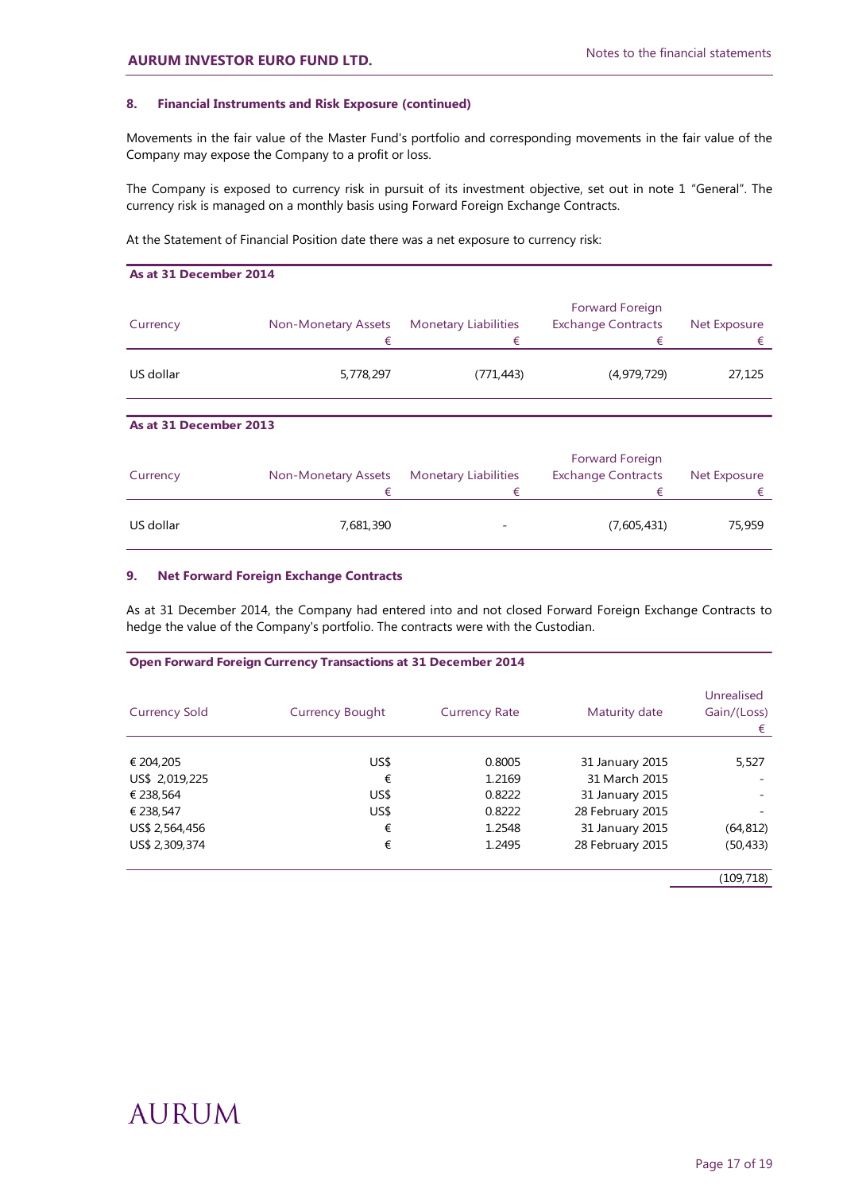## 8. Financial Instruments and Risk Exposure (continued)

Movements in the fair value of the Master Fund's portfolio and corresponding movements in the fair value of the Company may expose the Company to a profit or loss.

The Company is exposed to currency risk in pursuit of its investment objective, set out in note 1 "General". The currency risk is managed on a monthly basis using Forward Foreign Exchange Contracts.

At the Statement of Financial Position date there was a net exposure to currency risk:

**As at 31 December 2014**

| Currency | Non-Monetary Assets € | Monetary Liabilities € | Forward Foreign Exchange Contracts € | Net Exposure € |
|---|---|---|---|---|
| US dollar | 5,778,297 | (771,443) | (4,979,729) | 27,125 |

**As at 31 December 2013**

| Currency | Non-Monetary Assets € | Monetary Liabilities € | Forward Foreign Exchange Contracts € | Net Exposure € |
|---|---|---|---|---|
| US dollar | 7,681,390 | - | (7,605,431) | 75,959 |

## 9. Net Forward Foreign Exchange Contracts

As at 31 December 2014, the Company had entered into and not closed Forward Foreign Exchange Contracts to hedge the value of the Company's portfolio. The contracts were with the Custodian.

**Open Forward Foreign Currency Transactions at 31 December 2014**

| Currency Sold | Currency Bought | Currency Rate | Maturity date | Unrealised Gain/(Loss) € |
|---|---|---|---|---|
| € 204,205 | US$ | 0.8005 | 31 January 2015 | 5,527 |
| US$ 2,019,225 | € | 1.2169 | 31 March 2015 | - |
| € 238,564 | US$ | 0.8222 | 31 January 2015 | - |
| € 238,547 | US$ | 0.8222 | 28 February 2015 | - |
| US$ 2,564,456 | € | 1.2548 | 31 January 2015 | (64,812) |
| US$ 2,309,374 | € | 1.2495 | 28 February 2015 | (50,433) |
| | | | | (109,718) |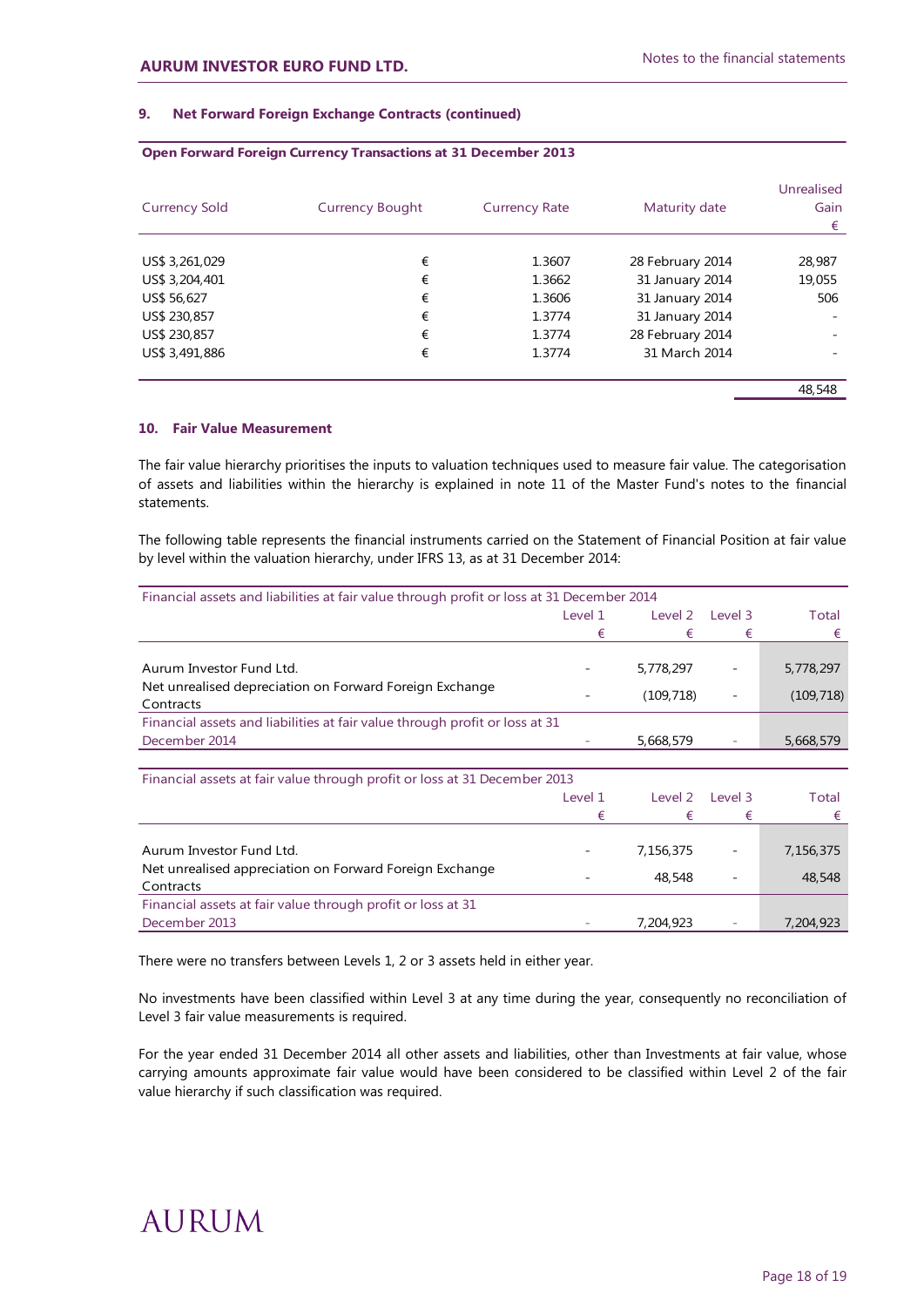### 9. Net Forward Foreign Exchange Contracts (continued)

**Open Forward Foreign Currency Transactions at 31 December 2013**

| Currency Sold | Currency Bought | Currency Rate | Maturity date | Unrealised Gain € |
|---|---|---|---|---|
| US$ 3,261,029 | € | 1.3607 | 28 February 2014 | 28,987 |
| US$ 3,204,401 | € | 1.3662 | 31 January 2014 | 19,055 |
| US$ 56,627 | € | 1.3606 | 31 January 2014 | 506 |
| US$ 230,857 | € | 1.3774 | 31 January 2014 | - |
| US$ 230,857 | € | 1.3774 | 28 February 2014 | - |
| US$ 3,491,886 | € | 1.3774 | 31 March 2014 | - |
| | | | | 48,548 |

### 10. Fair Value Measurement

The fair value hierarchy prioritises the inputs to valuation techniques used to measure fair value. The categorisation of assets and liabilities within the hierarchy is explained in note 11 of the Master Fund's notes to the financial statements.

The following table represents the financial instruments carried on the Statement of Financial Position at fair value by level within the valuation hierarchy, under IFRS 13, as at 31 December 2014:

| Financial assets and liabilities at fair value through profit or loss at 31 December 2014 | Level 1 € | Level 2 € | Level 3 € | Total € |
|---|---|---|---|---|
| Aurum Investor Fund Ltd. | - | 5,778,297 | - | 5,778,297 |
| Net unrealised depreciation on Forward Foreign Exchange Contracts | - | (109,718) | - | (109,718) |
| Financial assets and liabilities at fair value through profit or loss at 31 December 2014 | - | 5,668,579 | - | 5,668,579 |

| Financial assets at fair value through profit or loss at 31 December 2013 | Level 1 € | Level 2 € | Level 3 € | Total € |
|---|---|---|---|---|
| Aurum Investor Fund Ltd. | - | 7,156,375 | - | 7,156,375 |
| Net unrealised appreciation on Forward Foreign Exchange Contracts | - | 48,548 | - | 48,548 |
| Financial assets at fair value through profit or loss at 31 December 2013 | - | 7,204,923 | - | 7,204,923 |

There were no transfers between Levels 1, 2 or 3 assets held in either year.

No investments have been classified within Level 3 at any time during the year, consequently no reconciliation of Level 3 fair value measurements is required.

For the year ended 31 December 2014 all other assets and liabilities, other than Investments at fair value, whose carrying amounts approximate fair value would have been considered to be classified within Level 2 of the fair value hierarchy if such classification was required.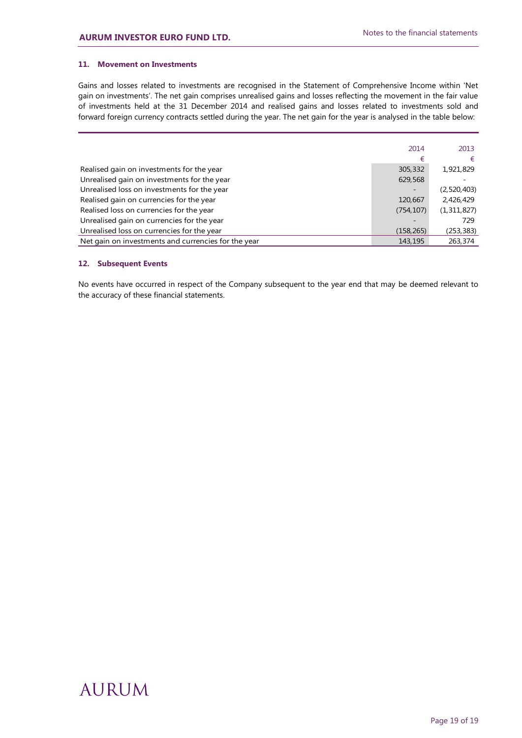## 11. Movement on Investments

Gains and losses related to investments are recognised in the Statement of Comprehensive Income within 'Net gain on investments'. The net gain comprises unrealised gains and losses reflecting the movement in the fair value of investments held at the 31 December 2014 and realised gains and losses related to investments sold and forward foreign currency contracts settled during the year. The net gain for the year is analysed in the table below:

| | 2014 | 2013 |
|---|---|---|
| | € | € |
| Realised gain on investments for the year | 305,332 | 1,921,829 |
| Unrealised gain on investments for the year | 629,568 | - |
| Unrealised loss on investments for the year | - | (2,520,403) |
| Realised gain on currencies for the year | 120,667 | 2,426,429 |
| Realised loss on currencies for the year | (754,107) | (1,311,827) |
| Unrealised gain on currencies for the year | - | 729 |
| Unrealised loss on currencies for the year | (158,265) | (253,383) |
| Net gain on investments and currencies for the year | 143,195 | 263,374 |

## 12. Subsequent Events

No events have occurred in respect of the Company subsequent to the year end that may be deemed relevant to the accuracy of these financial statements.

AURUM